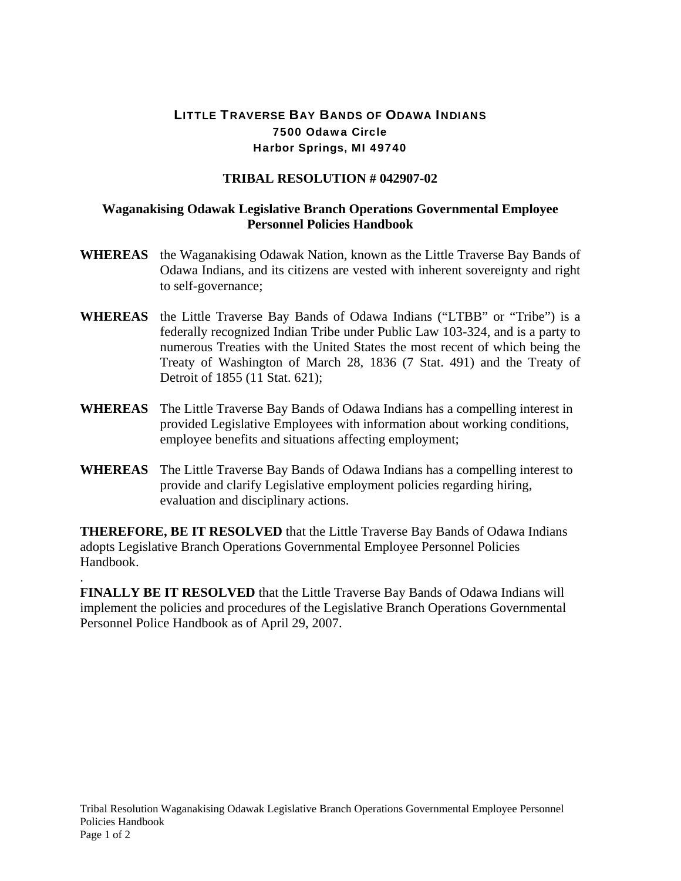**LITTLE TRAVERSE BAY BANDS OF ODAWA INDIANS**
**7500 Odawa Circle**
**Harbor Springs, MI 49740**

# TRIBAL RESOLUTION # 042907-02

## Waganakising Odawak Legislative Branch Operations Governmental Employee Personnel Policies Handbook

**WHEREAS** the Waganakising Odawak Nation, known as the Little Traverse Bay Bands of Odawa Indians, and its citizens are vested with inherent sovereignty and right to self-governance;

**WHEREAS** the Little Traverse Bay Bands of Odawa Indians ("LTBB" or "Tribe") is a federally recognized Indian Tribe under Public Law 103-324, and is a party to numerous Treaties with the United States the most recent of which being the Treaty of Washington of March 28, 1836 (7 Stat. 491) and the Treaty of Detroit of 1855 (11 Stat. 621);

**WHEREAS** The Little Traverse Bay Bands of Odawa Indians has a compelling interest in provided Legislative Employees with information about working conditions, employee benefits and situations affecting employment;

**WHEREAS** The Little Traverse Bay Bands of Odawa Indians has a compelling interest to provide and clarify Legislative employment policies regarding hiring, evaluation and disciplinary actions.

**THEREFORE, BE IT RESOLVED** that the Little Traverse Bay Bands of Odawa Indians adopts Legislative Branch Operations Governmental Employee Personnel Policies Handbook.

.

**FINALLY BE IT RESOLVED** that the Little Traverse Bay Bands of Odawa Indians will implement the policies and procedures of the Legislative Branch Operations Governmental Personnel Police Handbook as of April 29, 2007.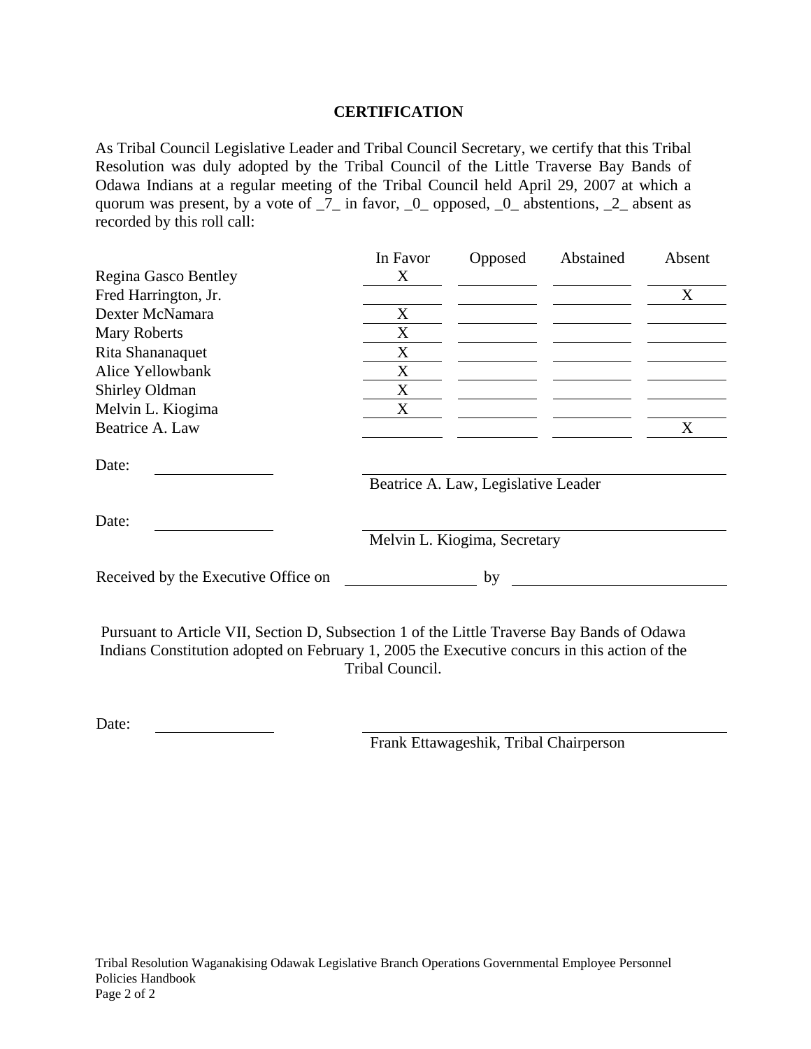**CERTIFICATION**

As Tribal Council Legislative Leader and Tribal Council Secretary, we certify that this Tribal Resolution was duly adopted by the Tribal Council of the Little Traverse Bay Bands of Odawa Indians at a regular meeting of the Tribal Council held April 29, 2007 at which a quorum was present, by a vote of _7_ in favor, _0_ opposed, _0_ abstentions, _2_ absent as recorded by this roll call:

| | In Favor | Opposed | Abstained | Absent |
|---|---|---|---|---|
| Regina Gasco Bentley | X | | | |
| Fred Harrington, Jr. | | | | X |
| Dexter McNamara | X | | | |
| Mary Roberts | X | | | |
| Rita Shananaquet | X | | | |
| Alice Yellowbank | X | | | |
| Shirley Oldman | X | | | |
| Melvin L. Kiogima | X | | | |
| Beatrice A. Law | | | | X |

Date: ______________

Beatrice A. Law, Legislative Leader

Date: ______________

Melvin L. Kiogima, Secretary

Received by the Executive Office on ______________ by ______________________

Pursuant to Article VII, Section D, Subsection 1 of the Little Traverse Bay Bands of Odawa Indians Constitution adopted on February 1, 2005 the Executive concurs in this action of the Tribal Council.

Date: ______________

Frank Ettawageshik, Tribal Chairperson

Tribal Resolution Waganakising Odawak Legislative Branch Operations Governmental Employee Personnel Policies Handbook